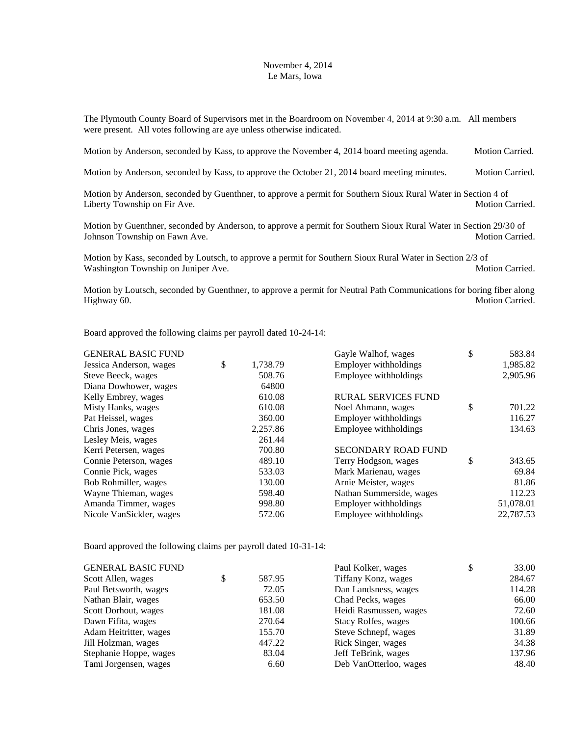November 4, 2014
Le Mars, Iowa

The Plymouth County Board of Supervisors met in the Boardroom on November 4, 2014 at 9:30 a.m. All members were present. All votes following are aye unless otherwise indicated.

Motion by Anderson, seconded by Kass, to approve the November 4, 2014 board meeting agenda. Motion Carried.

Motion by Anderson, seconded by Kass, to approve the October 21, 2014 board meeting minutes. Motion Carried.

Motion by Anderson, seconded by Guenthner, to approve a permit for Southern Sioux Rural Water in Section 4 of Liberty Township on Fir Ave. Motion Carried.

Motion by Guenthner, seconded by Anderson, to approve a permit for Southern Sioux Rural Water in Section 29/30 of Johnson Township on Fawn Ave. Motion Carried.

Motion by Kass, seconded by Loutsch, to approve a permit for Southern Sioux Rural Water in Section 2/3 of Washington Township on Juniper Ave. Motion Carried.

Motion by Loutsch, seconded by Guenthner, to approve a permit for Neutral Path Communications for boring fiber along Highway 60. Motion Carried.

Board approved the following claims per payroll dated 10-24-14:

| | |
|---|---|
| GENERAL BASIC FUND | |
| Jessica Anderson, wages | $ 1,738.79 |
| Steve Beeck, wages | 508.76 |
| Diana Dowhower, wages | 64800 |
| Kelly Embrey, wages | 610.08 |
| Misty Hanks, wages | 610.08 |
| Pat Heissel, wages | 360.00 |
| Chris Jones, wages | 2,257.86 |
| Lesley Meis, wages | 261.44 |
| Kerri Petersen, wages | 700.80 |
| Connie Peterson, wages | 489.10 |
| Connie Pick, wages | 533.03 |
| Bob Rohmiller, wages | 130.00 |
| Wayne Thieman, wages | 598.40 |
| Amanda Timmer, wages | 998.80 |
| Nicole VanSickler, wages | 572.06 |
| Gayle Walhof, wages | $ 583.84 |
| Employer withholdings | 1,985.82 |
| Employee withholdings | 2,905.96 |
| RURAL SERVICES FUND | |
| Noel Ahmann, wages | $ 701.22 |
| Employer withholdings | 116.27 |
| Employee withholdings | 134.63 |
| SECONDARY ROAD FUND | |
| Terry Hodgson, wages | $ 343.65 |
| Mark Marienau, wages | 69.84 |
| Arnie Meister, wages | 81.86 |
| Nathan Summerside, wages | 112.23 |
| Employer withholdings | 51,078.01 |
| Employee withholdings | 22,787.53 |

Board approved the following claims per payroll dated 10-31-14:

| | |
|---|---|
| GENERAL BASIC FUND | |
| Scott Allen, wages | $ 587.95 |
| Paul Betsworth, wages | 72.05 |
| Nathan Blair, wages | 653.50 |
| Scott Dorhout, wages | 181.08 |
| Dawn Fifita, wages | 270.64 |
| Adam Heitritter, wages | 155.70 |
| Jill Holzman, wages | 447.22 |
| Stephanie Hoppe, wages | 83.04 |
| Tami Jorgensen, wages | 6.60 |
| Paul Kolker, wages | $ 33.00 |
| Tiffany Konz, wages | 284.67 |
| Dan Landsness, wages | 114.28 |
| Chad Pecks, wages | 66.00 |
| Heidi Rasmussen, wages | 72.60 |
| Stacy Rolfes, wages | 100.66 |
| Steve Schnepf, wages | 31.89 |
| Rick Singer, wages | 34.38 |
| Jeff TeBrink, wages | 137.96 |
| Deb VanOtterloo, wages | 48.40 |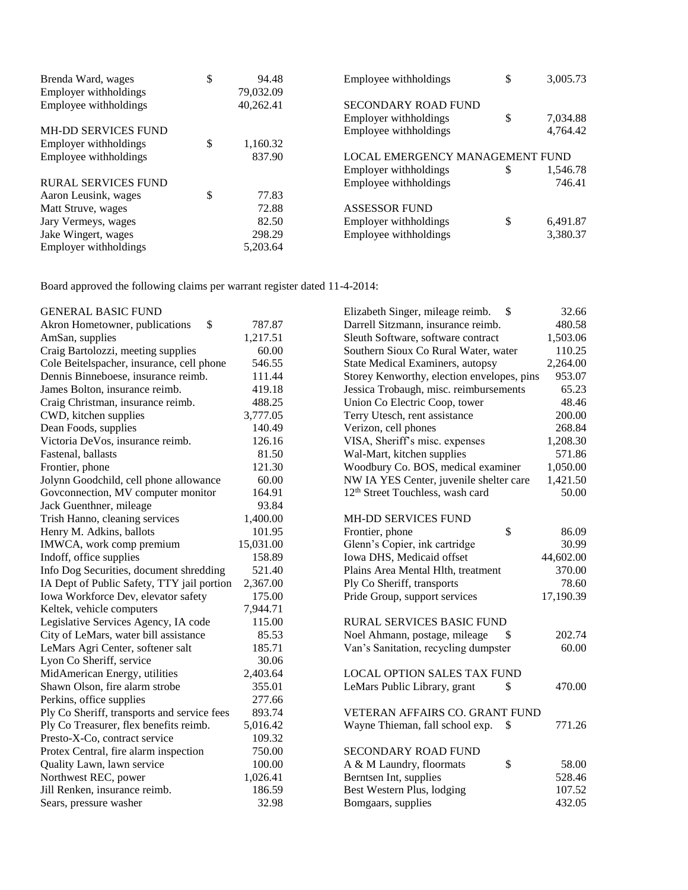| | | |
|---|---|---|
| Brenda Ward, wages | $ | 94.48 |
| Employer withholdings | | 79,032.09 |
| Employee withholdings | | 40,262.41 |

MH-DD SERVICES FUND

| | | |
|---|---|---|
| Employer withholdings | $ | 1,160.32 |
| Employee withholdings | | 837.90 |

RURAL SERVICES FUND

| | | |
|---|---|---|
| Aaron Leusink, wages | $ | 77.83 |
| Matt Struve, wages | | 72.88 |
| Jary Vermeys, wages | | 82.50 |
| Jake Wingert, wages | | 298.29 |
| Employer withholdings | | 5,203.64 |
| Employee withholdings | $ | 3,005.73 |

SECONDARY ROAD FUND

| | | |
|---|---|---|
| Employer withholdings | $ | 7,034.88 |
| Employee withholdings | | 4,764.42 |

LOCAL EMERGENCY MANAGEMENT FUND

| | | |
|---|---|---|
| Employer withholdings | $ | 1,546.78 |
| Employee withholdings | | 746.41 |

ASSESSOR FUND

| | | |
|---|---|---|
| Employer withholdings | $ | 6,491.87 |
| Employee withholdings | | 3,380.37 |

Board approved the following claims per warrant register dated 11-4-2014:

GENERAL BASIC FUND

| | | |
|---|---|---|
| Akron Hometowner, publications | $ | 787.87 |
| AmSan, supplies | | 1,217.51 |
| Craig Bartolozzi, meeting supplies | | 60.00 |
| Cole Beitelspacher, insurance, cell phone | | 546.55 |
| Dennis Binneboese, insurance reimb. | | 111.44 |
| James Bolton, insurance reimb. | | 419.18 |
| Craig Christman, insurance reimb. | | 488.25 |
| CWD, kitchen supplies | | 3,777.05 |
| Dean Foods, supplies | | 140.49 |
| Victoria DeVos, insurance reimb. | | 126.16 |
| Fastenal, ballasts | | 81.50 |
| Frontier, phone | | 121.30 |
| Jolynn Goodchild, cell phone allowance | | 60.00 |
| Govconnection, MV computer monitor | | 164.91 |
| Jack Guenthner, mileage | | 93.84 |
| Trish Hanno, cleaning services | | 1,400.00 |
| Henry M. Adkins, ballots | | 101.95 |
| IMWCA, work comp premium | | 15,031.00 |
| Indoff, office supplies | | 158.89 |
| Info Dog Securities, document shredding | | 521.40 |
| IA Dept of Public Safety, TTY jail portion | | 2,367.00 |
| Iowa Workforce Dev, elevator safety | | 175.00 |
| Keltek, vehicle computers | | 7,944.71 |
| Legislative Services Agency, IA code | | 115.00 |
| City of LeMars, water bill assistance | | 85.53 |
| LeMars Agri Center, softener salt | | 185.71 |
| Lyon Co Sheriff, service | | 30.06 |
| MidAmerican Energy, utilities | | 2,403.64 |
| Shawn Olson, fire alarm strobe | | 355.01 |
| Perkins, office supplies | | 277.66 |
| Ply Co Sheriff, transports and service fees | | 893.74 |
| Ply Co Treasurer, flex benefits reimb. | | 5,016.42 |
| Presto-X-Co, contract service | | 109.32 |
| Protex Central, fire alarm inspection | | 750.00 |
| Quality Lawn, lawn service | | 100.00 |
| Northwest REC, power | | 1,026.41 |
| Jill Renken, insurance reimb. | | 186.59 |
| Sears, pressure washer | | 32.98 |
| Elizabeth Singer, mileage reimb. | $ | 32.66 |
| Darrell Sitzmann, insurance reimb. | | 480.58 |
| Sleuth Software, software contract | | 1,503.06 |
| Southern Sioux Co Rural Water, water | | 110.25 |
| State Medical Examiners, autopsy | | 2,264.00 |
| Storey Kenworthy, election envelopes, pins | | 953.07 |
| Jessica Trobaugh, misc. reimbursements | | 65.23 |
| Union Co Electric Coop, tower | | 48.46 |
| Terry Utesch, rent assistance | | 200.00 |
| Verizon, cell phones | | 268.84 |
| VISA, Sheriff's misc. expenses | | 1,208.30 |
| Wal-Mart, kitchen supplies | | 571.86 |
| Woodbury Co. BOS, medical examiner | | 1,050.00 |
| NW IA YES Center, juvenile shelter care | | 1,421.50 |
| 12th Street Touchless, wash card | | 50.00 |

MH-DD SERVICES FUND

| | | |
|---|---|---|
| Frontier, phone | $ | 86.09 |
| Glenn's Copier, ink cartridge | | 30.99 |
| Iowa DHS, Medicaid offset | | 44,602.00 |
| Plains Area Mental Hlth, treatment | | 370.00 |
| Ply Co Sheriff, transports | | 78.60 |
| Pride Group, support services | | 17,190.39 |

RURAL SERVICES BASIC FUND

| | | |
|---|---|---|
| Noel Ahmann, postage, mileage | $ | 202.74 |
| Van's Sanitation, recycling dumpster | | 60.00 |

LOCAL OPTION SALES TAX FUND

| | | |
|---|---|---|
| LeMars Public Library, grant | $ | 470.00 |

VETERAN AFFAIRS CO. GRANT FUND

| | | |
|---|---|---|
| Wayne Thieman, fall school exp. | $ | 771.26 |

SECONDARY ROAD FUND

| | | |
|---|---|---|
| A & M Laundry, floormats | $ | 58.00 |
| Berntsen Int, supplies | | 528.46 |
| Best Western Plus, lodging | | 107.52 |
| Bomgaars, supplies | | 432.05 |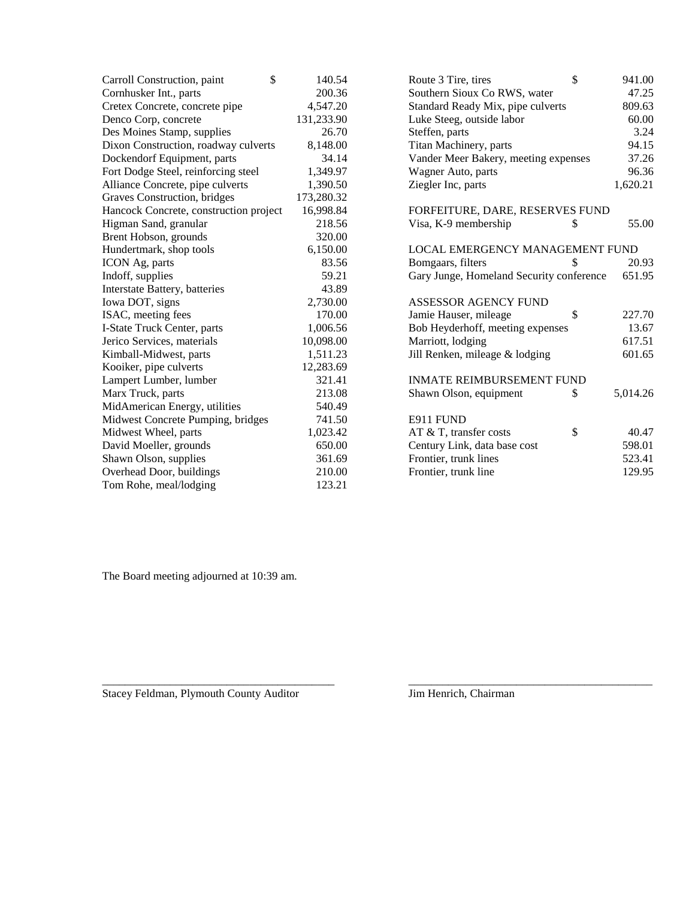| | | |
|---|---|---|
| Carroll Construction, paint | $ | 140.54 |
| Cornhusker Int., parts | | 200.36 |
| Cretex Concrete, concrete pipe | | 4,547.20 |
| Denco Corp, concrete | | 131,233.90 |
| Des Moines Stamp, supplies | | 26.70 |
| Dixon Construction, roadway culverts | | 8,148.00 |
| Dockendorf Equipment, parts | | 34.14 |
| Fort Dodge Steel, reinforcing steel | | 1,349.97 |
| Alliance Concrete, pipe culverts | | 1,390.50 |
| Graves Construction, bridges | | 173,280.32 |
| Hancock Concrete, construction project | | 16,998.84 |
| Higman Sand, granular | | 218.56 |
| Brent Hobson, grounds | | 320.00 |
| Hundertmark, shop tools | | 6,150.00 |
| ICON Ag, parts | | 83.56 |
| Indoff, supplies | | 59.21 |
| Interstate Battery, batteries | | 43.89 |
| Iowa DOT, signs | | 2,730.00 |
| ISAC, meeting fees | | 170.00 |
| I-State Truck Center, parts | | 1,006.56 |
| Jerico Services, materials | | 10,098.00 |
| Kimball-Midwest, parts | | 1,511.23 |
| Kooiker, pipe culverts | | 12,283.69 |
| Lampert Lumber, lumber | | 321.41 |
| Marx Truck, parts | | 213.08 |
| MidAmerican Energy, utilities | | 540.49 |
| Midwest Concrete Pumping, bridges | | 741.50 |
| Midwest Wheel, parts | | 1,023.42 |
| David Moeller, grounds | | 650.00 |
| Shawn Olson, supplies | | 361.69 |
| Overhead Door, buildings | | 210.00 |
| Tom Rohe, meal/lodging | | 123.21 |
| Route 3 Tire, tires | $ | 941.00 |
| Southern Sioux Co RWS, water | | 47.25 |
| Standard Ready Mix, pipe culverts | | 809.63 |
| Luke Steeg, outside labor | | 60.00 |
| Steffen, parts | | 3.24 |
| Titan Machinery, parts | | 94.15 |
| Vander Meer Bakery, meeting expenses | | 37.26 |
| Wagner Auto, parts | | 96.36 |
| Ziegler Inc, parts | | 1,620.21 |

FORFEITURE, DARE, RESERVES FUND

| | | |
|---|---|---|
| Visa, K-9 membership | $ | 55.00 |

LOCAL EMERGENCY MANAGEMENT FUND

| | | |
|---|---|---|
| Bomgaars, filters | $ | 20.93 |
| Gary Junge, Homeland Security conference | | 651.95 |

ASSESSOR AGENCY FUND

| | | |
|---|---|---|
| Jamie Hauser, mileage | $ | 227.70 |
| Bob Heyderhoff, meeting expenses | | 13.67 |
| Marriott, lodging | | 617.51 |
| Jill Renken, mileage & lodging | | 601.65 |

INMATE REIMBURSEMENT FUND

| | | |
|---|---|---|
| Shawn Olson, equipment | $ | 5,014.26 |

E911 FUND

| | | |
|---|---|---|
| AT & T, transfer costs | $ | 40.47 |
| Century Link, data base cost | | 598.01 |
| Frontier, trunk lines | | 523.41 |
| Frontier, trunk line | | 129.95 |

The Board meeting adjourned at 10:39 am.

\_\_\_\_\_\_\_\_\_\_\_\_\_\_\_\_\_\_\_\_\_\_\_\_\_\_\_\_\_\_\_\_\_\_\_\_\_\_\_\_\_
Stacey Feldman, Plymouth County Auditor

\_\_\_\_\_\_\_\_\_\_\_\_\_\_\_\_\_\_\_\_\_\_\_\_\_\_\_\_\_\_\_\_\_\_\_\_\_\_\_\_\_
Jim Henrich, Chairman